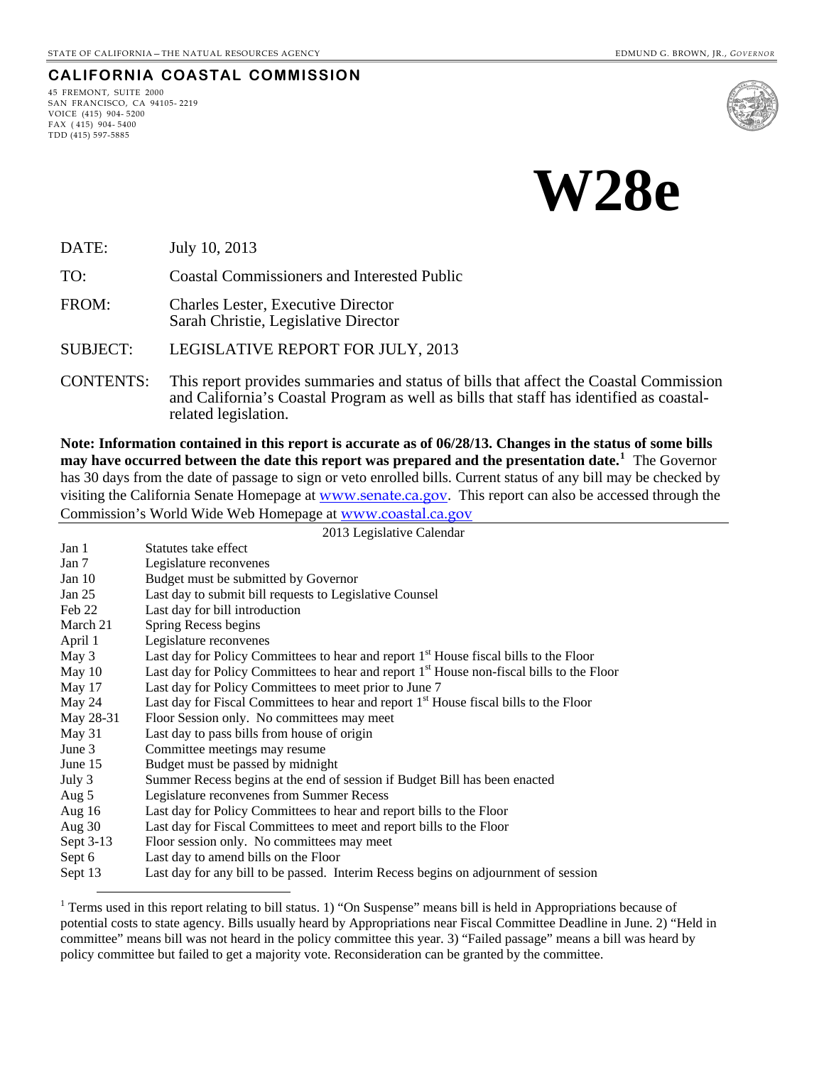STATE OF CALIFORNIA – THE NATURAL RESOURCES AGENCY

EDMUND G. BROWN, JR., *GOVERNOR*

**CALIFORNIA COASTAL COMMISSION**

45 FREMONT, SUITE 2000
SAN FRANCISCO, CA 94105- 2219
VOICE (415) 904- 5200
FAX ( 415) 904- 5400
TDD (415) 597-5885

# W28e

| | |
|---|---|
| DATE: | July 10, 2013 |
| TO: | Coastal Commissioners and Interested Public |
| FROM: | Charles Lester, Executive Director<br>Sarah Christie, Legislative Director |
| SUBJECT: | LEGISLATIVE REPORT FOR JULY, 2013 |
| CONTENTS: | This report provides summaries and status of bills that affect the Coastal Commission and California's Coastal Program as well as bills that staff has identified as coastal-related legislation. |

**Note: Information contained in this report is accurate as of 06/28/13. Changes in the status of some bills may have occurred between the date this report was prepared and the presentation date.**[1] The Governor has 30 days from the date of passage to sign or veto enrolled bills. Current status of any bill may be checked by visiting the California Senate Homepage at www.senate.ca.gov. This report can also be accessed through the Commission's World Wide Web Homepage at www.coastal.ca.gov

2013 Legislative Calendar

| | |
|---|---|
| Jan 1 | Statutes take effect |
| Jan 7 | Legislature reconvenes |
| Jan 10 | Budget must be submitted by Governor |
| Jan 25 | Last day to submit bill requests to Legislative Counsel |
| Feb 22 | Last day for bill introduction |
| March 21 | Spring Recess begins |
| April 1 | Legislature reconvenes |
| May 3 | Last day for Policy Committees to hear and report 1st House fiscal bills to the Floor |
| May 10 | Last day for Policy Committees to hear and report 1st House non-fiscal bills to the Floor |
| May 17 | Last day for Policy Committees to meet prior to June 7 |
| May 24 | Last day for Fiscal Committees to hear and report 1st House fiscal bills to the Floor |
| May 28-31 | Floor Session only. No committees may meet |
| May 31 | Last day to pass bills from house of origin |
| June 3 | Committee meetings may resume |
| June 15 | Budget must be passed by midnight |
| July 3 | Summer Recess begins at the end of session if Budget Bill has been enacted |
| Aug 5 | Legislature reconvenes from Summer Recess |
| Aug 16 | Last day for Policy Committees to hear and report bills to the Floor |
| Aug 30 | Last day for Fiscal Committees to meet and report bills to the Floor |
| Sept 3-13 | Floor session only. No committees may meet |
| Sept 6 | Last day to amend bills on the Floor |
| Sept 13 | Last day for any bill to be passed. Interim Recess begins on adjournment of session |

[1] Terms used in this report relating to bill status. 1) "On Suspense" means bill is held in Appropriations because of potential costs to state agency. Bills usually heard by Appropriations near Fiscal Committee Deadline in June. 2) "Held in committee" means bill was not heard in the policy committee this year. 3) "Failed passage" means a bill was heard by policy committee but failed to get a majority vote. Reconsideration can be granted by the committee.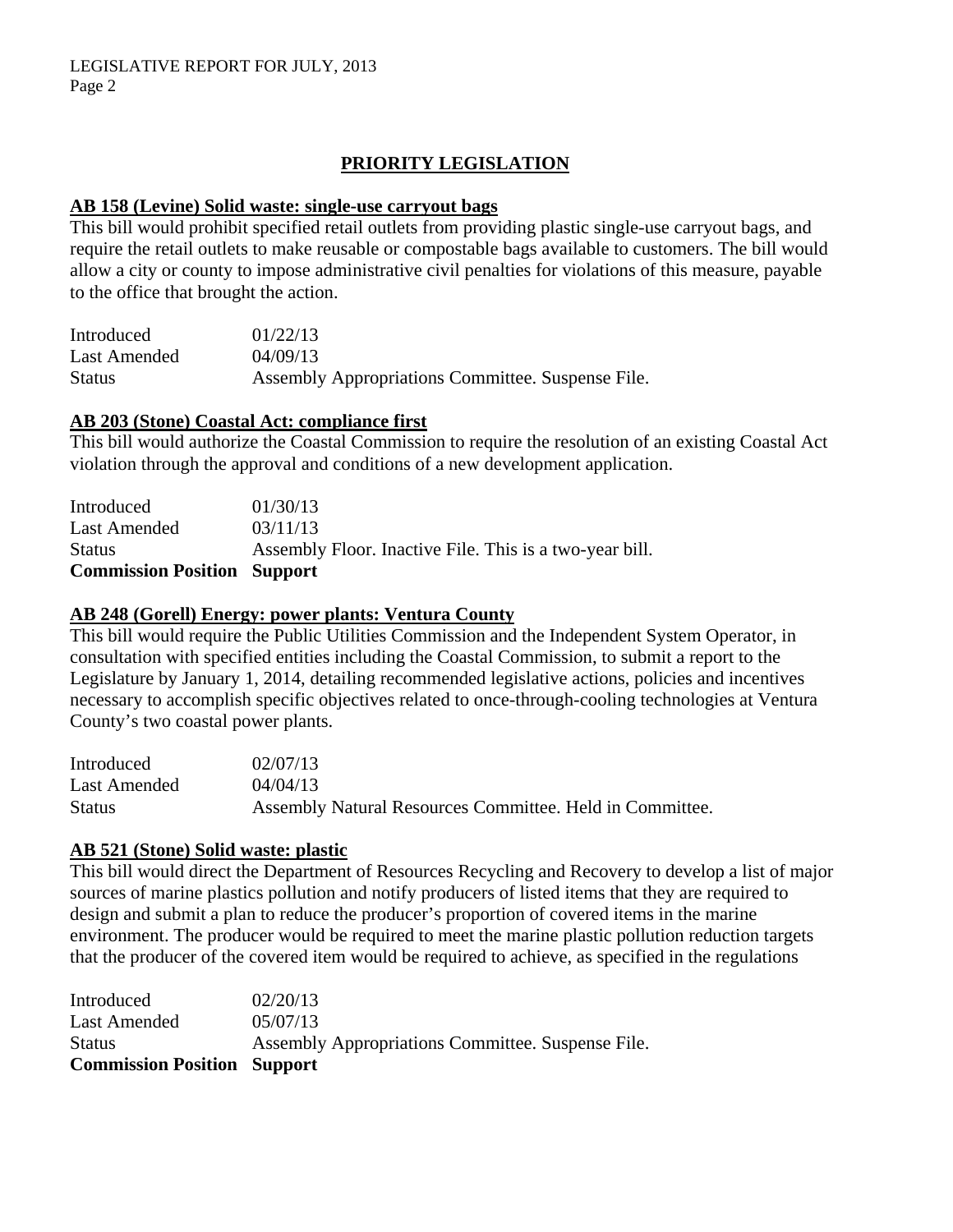## PRIORITY LEGISLATION

### AB 158 (Levine) Solid waste: single-use carryout bags

This bill would prohibit specified retail outlets from providing plastic single-use carryout bags, and require the retail outlets to make reusable or compostable bags available to customers. The bill would allow a city or county to impose administrative civil penalties for violations of this measure, payable to the office that brought the action.

| | |
|---|---|
| Introduced | 01/22/13 |
| Last Amended | 04/09/13 |
| Status | Assembly Appropriations Committee. Suspense File. |

### AB 203 (Stone) Coastal Act: compliance first

This bill would authorize the Coastal Commission to require the resolution of an existing Coastal Act violation through the approval and conditions of a new development application.

| | |
|---|---|
| Introduced | 01/30/13 |
| Last Amended | 03/11/13 |
| Status | Assembly Floor. Inactive File. This is a two-year bill. |
| **Commission Position** | **Support** |

### AB 248 (Gorell) Energy: power plants: Ventura County

This bill would require the Public Utilities Commission and the Independent System Operator, in consultation with specified entities including the Coastal Commission, to submit a report to the Legislature by January 1, 2014, detailing recommended legislative actions, policies and incentives necessary to accomplish specific objectives related to once-through-cooling technologies at Ventura County's two coastal power plants.

| | |
|---|---|
| Introduced | 02/07/13 |
| Last Amended | 04/04/13 |
| Status | Assembly Natural Resources Committee. Held in Committee. |

### AB 521 (Stone) Solid waste: plastic

This bill would direct the Department of Resources Recycling and Recovery to develop a list of major sources of marine plastics pollution and notify producers of listed items that they are required to design and submit a plan to reduce the producer's proportion of covered items in the marine environment. The producer would be required to meet the marine plastic pollution reduction targets that the producer of the covered item would be required to achieve, as specified in the regulations

| | |
|---|---|
| Introduced | 02/20/13 |
| Last Amended | 05/07/13 |
| Status | Assembly Appropriations Committee. Suspense File. |
| **Commission Position** | **Support** |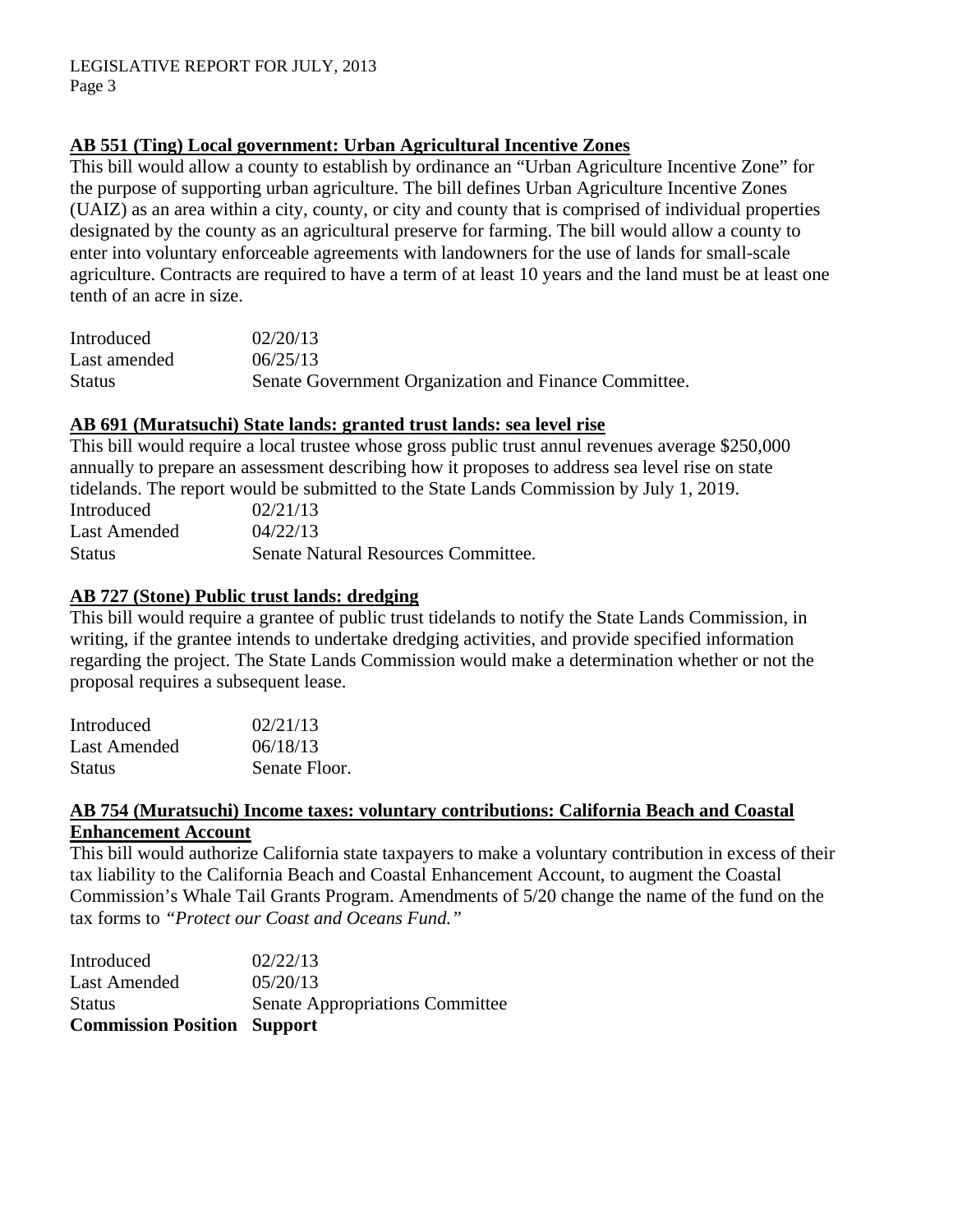**AB 551 (Ting) Local government: Urban Agricultural Incentive Zones**

This bill would allow a county to establish by ordinance an "Urban Agriculture Incentive Zone" for the purpose of supporting urban agriculture. The bill defines Urban Agriculture Incentive Zones (UAIZ) as an area within a city, county, or city and county that is comprised of individual properties designated by the county as an agricultural preserve for farming. The bill would allow a county to enter into voluntary enforceable agreements with landowners for the use of lands for small-scale agriculture. Contracts are required to have a term of at least 10 years and the land must be at least one tenth of an acre in size.

| | |
|---|---|
| Introduced | 02/20/13 |
| Last amended | 06/25/13 |
| Status | Senate Government Organization and Finance Committee. |

**AB 691 (Muratsuchi) State lands: granted trust lands: sea level rise**

This bill would require a local trustee whose gross public trust annul revenues average $250,000 annually to prepare an assessment describing how it proposes to address sea level rise on state tidelands. The report would be submitted to the State Lands Commission by July 1, 2019.

| | |
|---|---|
| Introduced | 02/21/13 |
| Last Amended | 04/22/13 |
| Status | Senate Natural Resources Committee. |

**AB 727 (Stone) Public trust lands: dredging**

This bill would require a grantee of public trust tidelands to notify the State Lands Commission, in writing, if the grantee intends to undertake dredging activities, and provide specified information regarding the project. The State Lands Commission would make a determination whether or not the proposal requires a subsequent lease.

| | |
|---|---|
| Introduced | 02/21/13 |
| Last Amended | 06/18/13 |
| Status | Senate Floor. |

**AB 754 (Muratsuchi) Income taxes: voluntary contributions: California Beach and Coastal Enhancement Account**

This bill would authorize California state taxpayers to make a voluntary contribution in excess of their tax liability to the California Beach and Coastal Enhancement Account, to augment the Coastal Commission's Whale Tail Grants Program. Amendments of 5/20 change the name of the fund on the tax forms to *"Protect our Coast and Oceans Fund."*

| | |
|---|---|
| Introduced | 02/22/13 |
| Last Amended | 05/20/13 |
| Status | Senate Appropriations Committee |
| **Commission Position** | **Support** |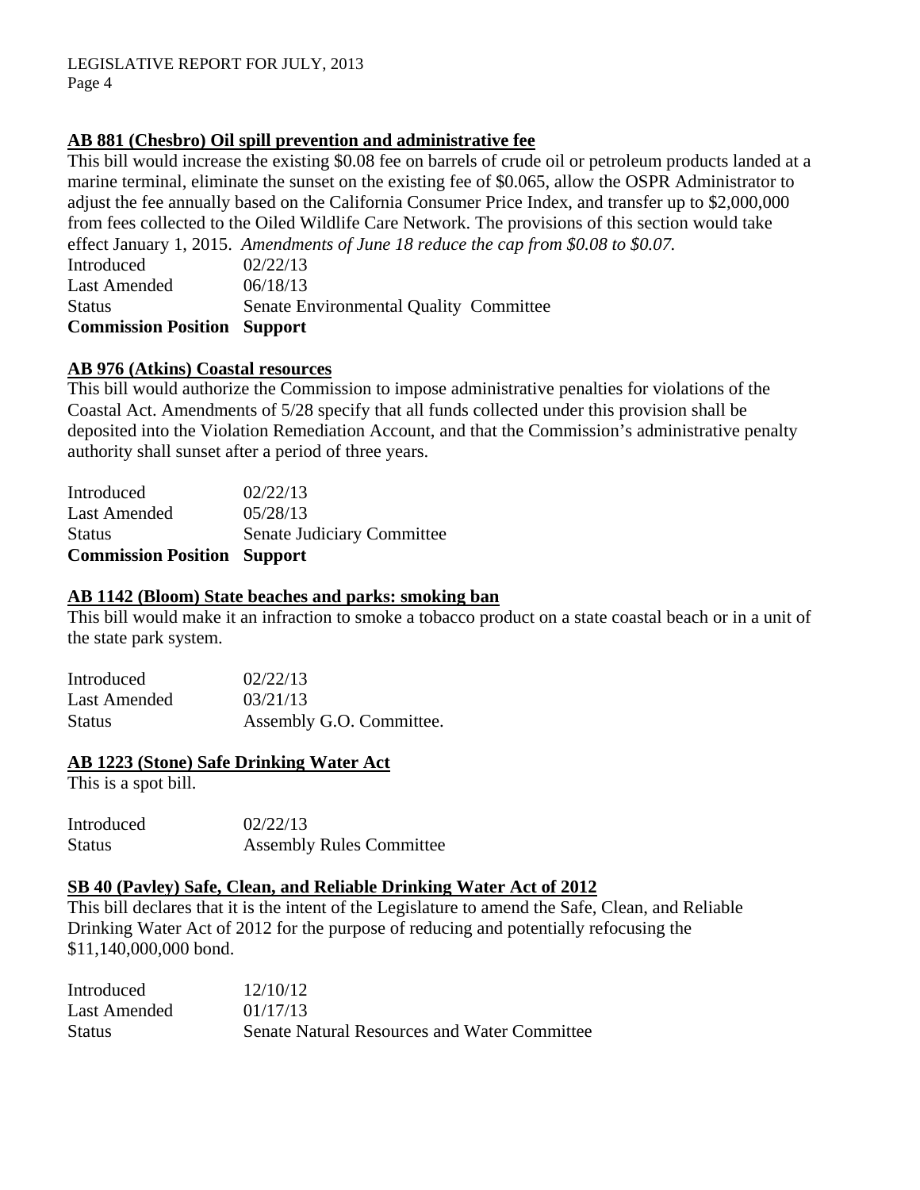### AB 881 (Chesbro) Oil spill prevention and administrative fee

This bill would increase the existing $0.08 fee on barrels of crude oil or petroleum products landed at a marine terminal, eliminate the sunset on the existing fee of $0.065, allow the OSPR Administrator to adjust the fee annually based on the California Consumer Price Index, and transfer up to $2,000,000 from fees collected to the Oiled Wildlife Care Network. The provisions of this section would take effect January 1, 2015. *Amendments of June 18 reduce the cap from $0.08 to $0.07.*

| | |
|---|---|
| Introduced | 02/22/13 |
| Last Amended | 06/18/13 |
| Status | Senate Environmental Quality Committee |
| **Commission Position** | **Support** |

### AB 976 (Atkins) Coastal resources

This bill would authorize the Commission to impose administrative penalties for violations of the Coastal Act. Amendments of 5/28 specify that all funds collected under this provision shall be deposited into the Violation Remediation Account, and that the Commission's administrative penalty authority shall sunset after a period of three years.

| | |
|---|---|
| Introduced | 02/22/13 |
| Last Amended | 05/28/13 |
| Status | Senate Judiciary Committee |
| **Commission Position** | **Support** |

### AB 1142 (Bloom) State beaches and parks: smoking ban

This bill would make it an infraction to smoke a tobacco product on a state coastal beach or in a unit of the state park system.

| | |
|---|---|
| Introduced | 02/22/13 |
| Last Amended | 03/21/13 |
| Status | Assembly G.O. Committee. |

### AB 1223 (Stone) Safe Drinking Water Act

This is a spot bill.

| | |
|---|---|
| Introduced | 02/22/13 |
| Status | Assembly Rules Committee |

### SB 40 (Pavley) Safe, Clean, and Reliable Drinking Water Act of 2012

This bill declares that it is the intent of the Legislature to amend the Safe, Clean, and Reliable Drinking Water Act of 2012 for the purpose of reducing and potentially refocusing the $11,140,000,000 bond.

| | |
|---|---|
| Introduced | 12/10/12 |
| Last Amended | 01/17/13 |
| Status | Senate Natural Resources and Water Committee |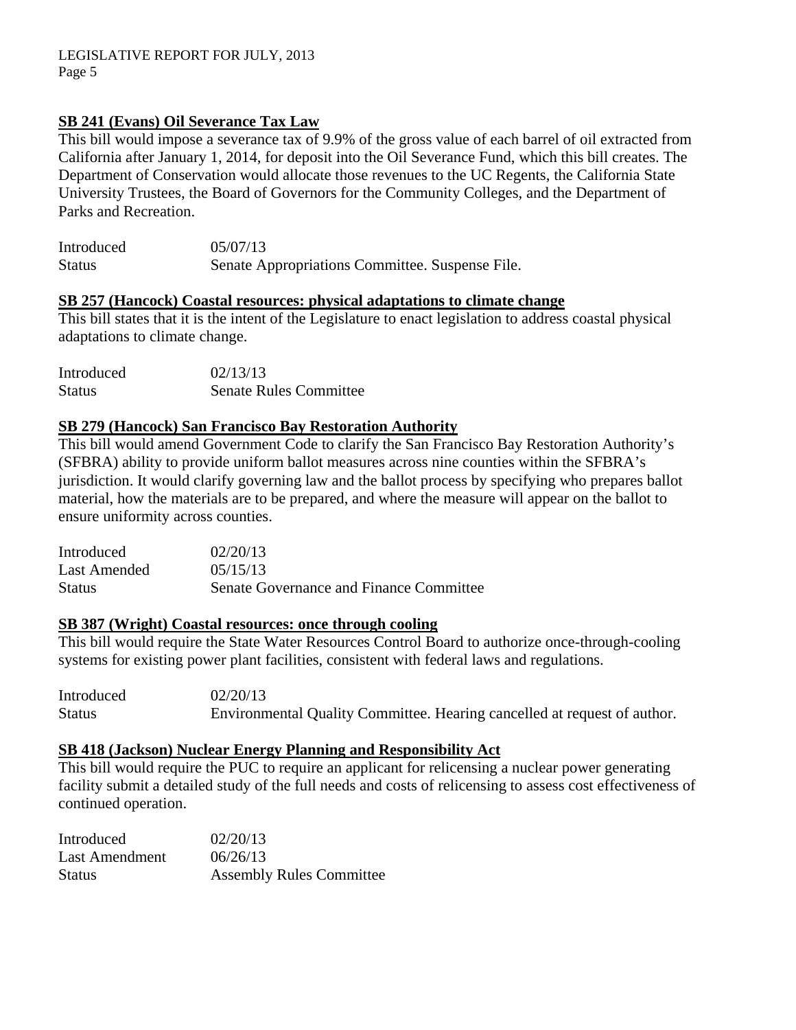**SB 241 (Evans) Oil Severance Tax Law**

This bill would impose a severance tax of 9.9% of the gross value of each barrel of oil extracted from California after January 1, 2014, for deposit into the Oil Severance Fund, which this bill creates. The Department of Conservation would allocate those revenues to the UC Regents, the California State University Trustees, the Board of Governors for the Community Colleges, and the Department of Parks and Recreation.

| | |
|---|---|
| Introduced | 05/07/13 |
| Status | Senate Appropriations Committee. Suspense File. |

**SB 257 (Hancock) Coastal resources: physical adaptations to climate change**

This bill states that it is the intent of the Legislature to enact legislation to address coastal physical adaptations to climate change.

| | |
|---|---|
| Introduced | 02/13/13 |
| Status | Senate Rules Committee |

**SB 279 (Hancock) San Francisco Bay Restoration Authority**

This bill would amend Government Code to clarify the San Francisco Bay Restoration Authority's (SFBRA) ability to provide uniform ballot measures across nine counties within the SFBRA's jurisdiction. It would clarify governing law and the ballot process by specifying who prepares ballot material, how the materials are to be prepared, and where the measure will appear on the ballot to ensure uniformity across counties.

| | |
|---|---|
| Introduced | 02/20/13 |
| Last Amended | 05/15/13 |
| Status | Senate Governance and Finance Committee |

**SB 387 (Wright) Coastal resources: once through cooling**

This bill would require the State Water Resources Control Board to authorize once-through-cooling systems for existing power plant facilities, consistent with federal laws and regulations.

| | |
|---|---|
| Introduced | 02/20/13 |
| Status | Environmental Quality Committee. Hearing cancelled at request of author. |

**SB 418 (Jackson) Nuclear Energy Planning and Responsibility Act**

This bill would require the PUC to require an applicant for relicensing a nuclear power generating facility submit a detailed study of the full needs and costs of relicensing to assess cost effectiveness of continued operation.

| | |
|---|---|
| Introduced | 02/20/13 |
| Last Amendment | 06/26/13 |
| Status | Assembly Rules Committee |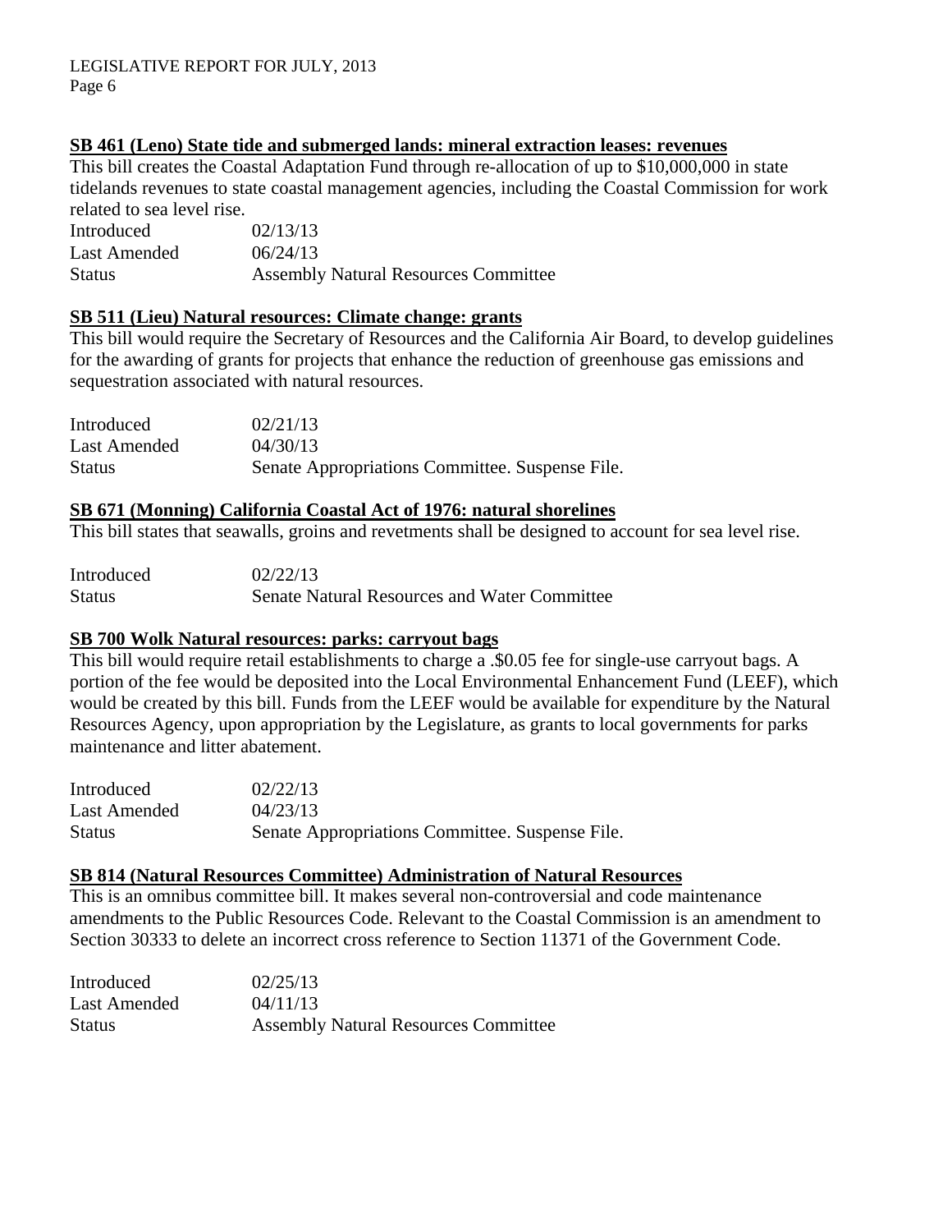**SB 461 (Leno) State tide and submerged lands: mineral extraction leases: revenues**

This bill creates the Coastal Adaptation Fund through re-allocation of up to $10,000,000 in state tidelands revenues to state coastal management agencies, including the Coastal Commission for work related to sea level rise.

| | |
|---|---|
| Introduced | 02/13/13 |
| Last Amended | 06/24/13 |
| Status | Assembly Natural Resources Committee |

**SB 511 (Lieu) Natural resources: Climate change: grants**

This bill would require the Secretary of Resources and the California Air Board, to develop guidelines for the awarding of grants for projects that enhance the reduction of greenhouse gas emissions and sequestration associated with natural resources.

| | |
|---|---|
| Introduced | 02/21/13 |
| Last Amended | 04/30/13 |
| Status | Senate Appropriations Committee. Suspense File. |

**SB 671 (Monning) California Coastal Act of 1976: natural shorelines**

This bill states that seawalls, groins and revetments shall be designed to account for sea level rise.

| | |
|---|---|
| Introduced | 02/22/13 |
| Status | Senate Natural Resources and Water Committee |

**SB 700 Wolk Natural resources: parks: carryout bags**

This bill would require retail establishments to charge a .$0.05 fee for single-use carryout bags. A portion of the fee would be deposited into the Local Environmental Enhancement Fund (LEEF), which would be created by this bill. Funds from the LEEF would be available for expenditure by the Natural Resources Agency, upon appropriation by the Legislature, as grants to local governments for parks maintenance and litter abatement.

| | |
|---|---|
| Introduced | 02/22/13 |
| Last Amended | 04/23/13 |
| Status | Senate Appropriations Committee. Suspense File. |

**SB 814 (Natural Resources Committee) Administration of Natural Resources**

This is an omnibus committee bill. It makes several non-controversial and code maintenance amendments to the Public Resources Code. Relevant to the Coastal Commission is an amendment to Section 30333 to delete an incorrect cross reference to Section 11371 of the Government Code.

| | |
|---|---|
| Introduced | 02/25/13 |
| Last Amended | 04/11/13 |
| Status | Assembly Natural Resources Committee |